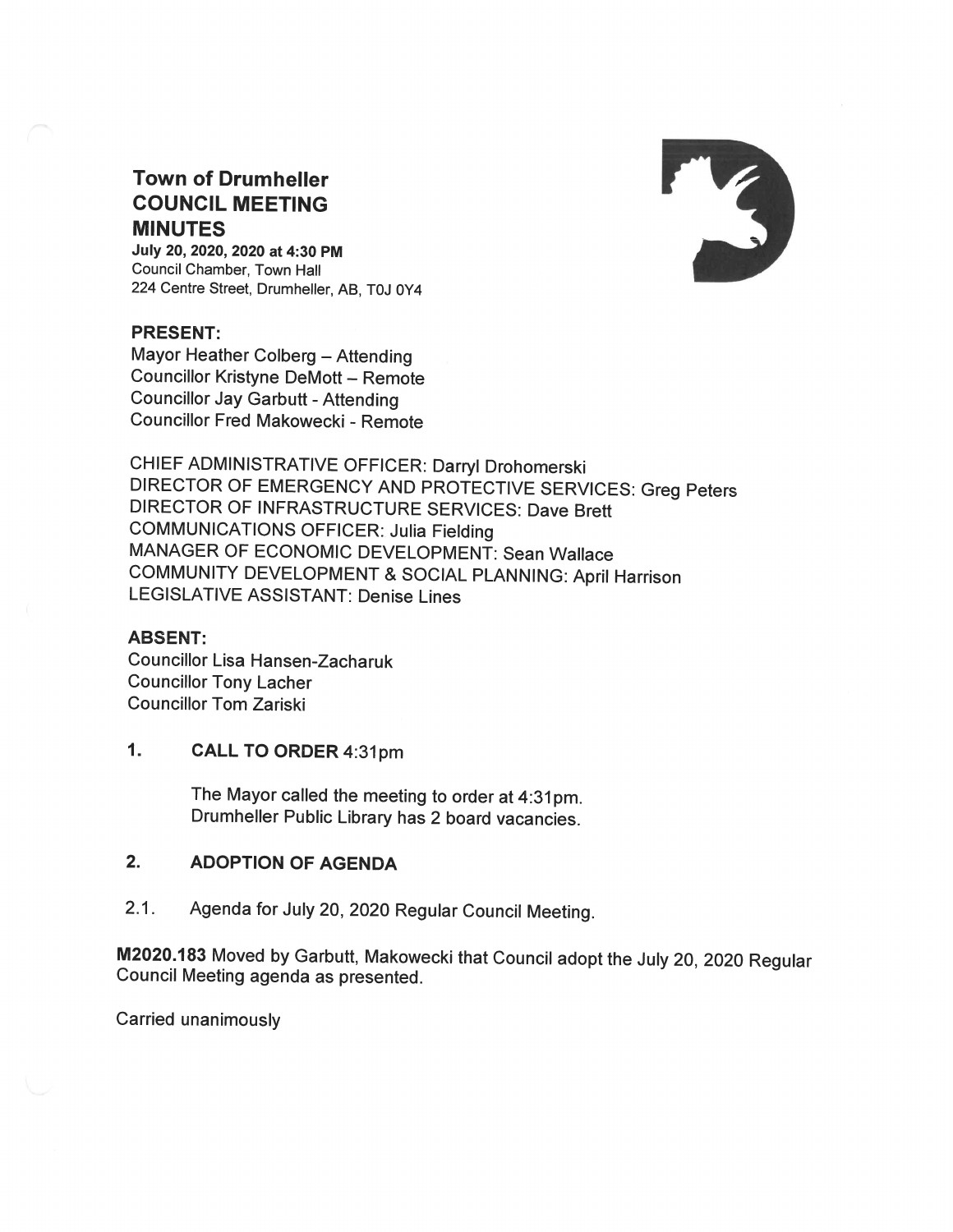# Town of Drumheller COUNCIL MEETING MINUTES

**July 20, 2020, 2020 at 4:30 PM**
Council Chamber, Town Hall
224 Centre Street, Drumheller, AB, T0J 0Y4

**PRESENT:**
Mayor Heather Colberg – Attending
Councillor Kristyne DeMott – Remote
Councillor Jay Garbutt - Attending
Councillor Fred Makowecki - Remote

CHIEF ADMINISTRATIVE OFFICER: Darryl Drohomerski
DIRECTOR OF EMERGENCY AND PROTECTIVE SERVICES: Greg Peters
DIRECTOR OF INFRASTRUCTURE SERVICES: Dave Brett
COMMUNICATIONS OFFICER: Julia Fielding
MANAGER OF ECONOMIC DEVELOPMENT: Sean Wallace
COMMUNITY DEVELOPMENT & SOCIAL PLANNING: April Harrison
LEGISLATIVE ASSISTANT: Denise Lines

**ABSENT:**
Councillor Lisa Hansen-Zacharuk
Councillor Tony Lacher
Councillor Tom Zariski

## 1. CALL TO ORDER 4:31pm

The Mayor called the meeting to order at 4:31pm.
Drumheller Public Library has 2 board vacancies.

## 2. ADOPTION OF AGENDA

2.1. Agenda for July 20, 2020 Regular Council Meeting.

**M2020.183** Moved by Garbutt, Makowecki that Council adopt the July 20, 2020 Regular Council Meeting agenda as presented.

Carried unanimously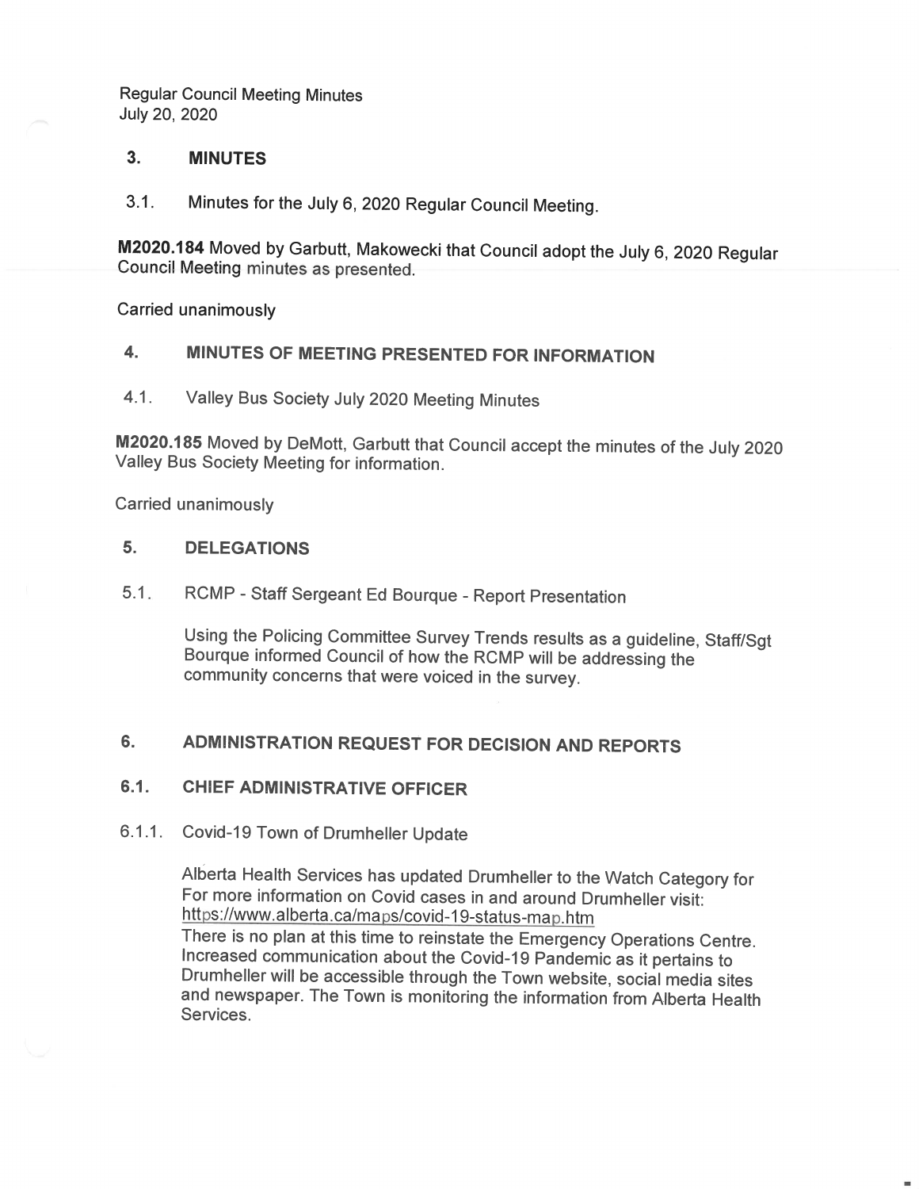Regular Council Meeting Minutes
July 20, 2020

## 3. MINUTES

3.1. Minutes for the July 6, 2020 Regular Council Meeting.

**M2020.184** Moved by Garbutt, Makowecki that Council adopt the July 6, 2020 Regular Council Meeting minutes as presented.

Carried unanimously

## 4. MINUTES OF MEETING PRESENTED FOR INFORMATION

4.1. Valley Bus Society July 2020 Meeting Minutes

**M2020.185** Moved by DeMott, Garbutt that Council accept the minutes of the July 2020 Valley Bus Society Meeting for information.

Carried unanimously

## 5. DELEGATIONS

5.1. RCMP - Staff Sergeant Ed Bourque - Report Presentation

Using the Policing Committee Survey Trends results as a guideline, Staff/Sgt Bourque informed Council of how the RCMP will be addressing the community concerns that were voiced in the survey.

## 6. ADMINISTRATION REQUEST FOR DECISION AND REPORTS

### 6.1. CHIEF ADMINISTRATIVE OFFICER

6.1.1. Covid-19 Town of Drumheller Update

Alberta Health Services has updated Drumheller to the Watch Category for For more information on Covid cases in and around Drumheller visit: https://www.alberta.ca/maps/covid-19-status-map.htm
There is no plan at this time to reinstate the Emergency Operations Centre. Increased communication about the Covid-19 Pandemic as it pertains to Drumheller will be accessible through the Town website, social media sites and newspaper. The Town is monitoring the information from Alberta Health Services.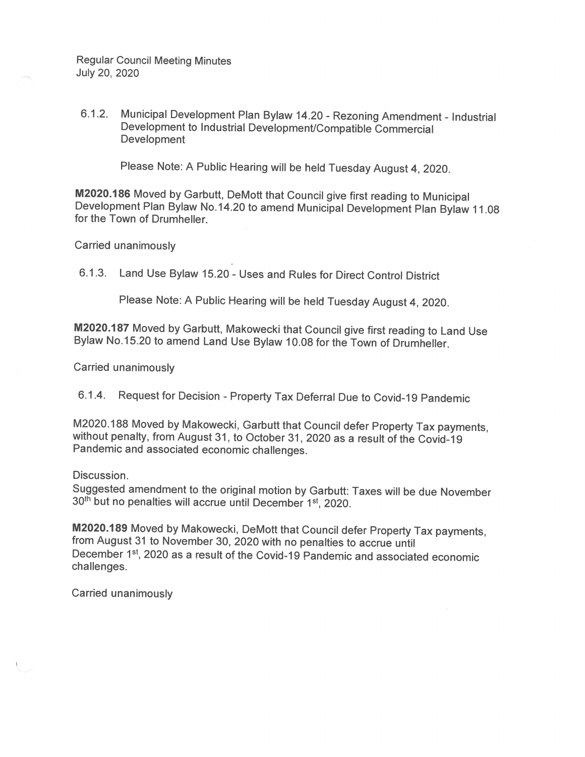Regular Council Meeting Minutes
July 20, 2020

6.1.2. Municipal Development Plan Bylaw 14.20 - Rezoning Amendment - Industrial Development to Industrial Development/Compatible Commercial Development

Please Note: A Public Hearing will be held Tuesday August 4, 2020.

**M2020.186** Moved by Garbutt, DeMott that Council give first reading to Municipal Development Plan Bylaw No.14.20 to amend Municipal Development Plan Bylaw 11.08 for the Town of Drumheller.

Carried unanimously

6.1.3. Land Use Bylaw 15.20 - Uses and Rules for Direct Control District

Please Note: A Public Hearing will be held Tuesday August 4, 2020.

**M2020.187** Moved by Garbutt, Makowecki that Council give first reading to Land Use Bylaw No.15.20 to amend Land Use Bylaw 10.08 for the Town of Drumheller.

Carried unanimously

6.1.4. Request for Decision - Property Tax Deferral Due to Covid-19 Pandemic

M2020.188 Moved by Makowecki, Garbutt that Council defer Property Tax payments, without penalty, from August 31, to October 31, 2020 as a result of the Covid-19 Pandemic and associated economic challenges.

Discussion.
Suggested amendment to the original motion by Garbutt: Taxes will be due November 30th but no penalties will accrue until December 1st, 2020.

**M2020.189** Moved by Makowecki, DeMott that Council defer Property Tax payments, from August 31 to November 30, 2020 with no penalties to accrue until December 1st, 2020 as a result of the Covid-19 Pandemic and associated economic challenges.

Carried unanimously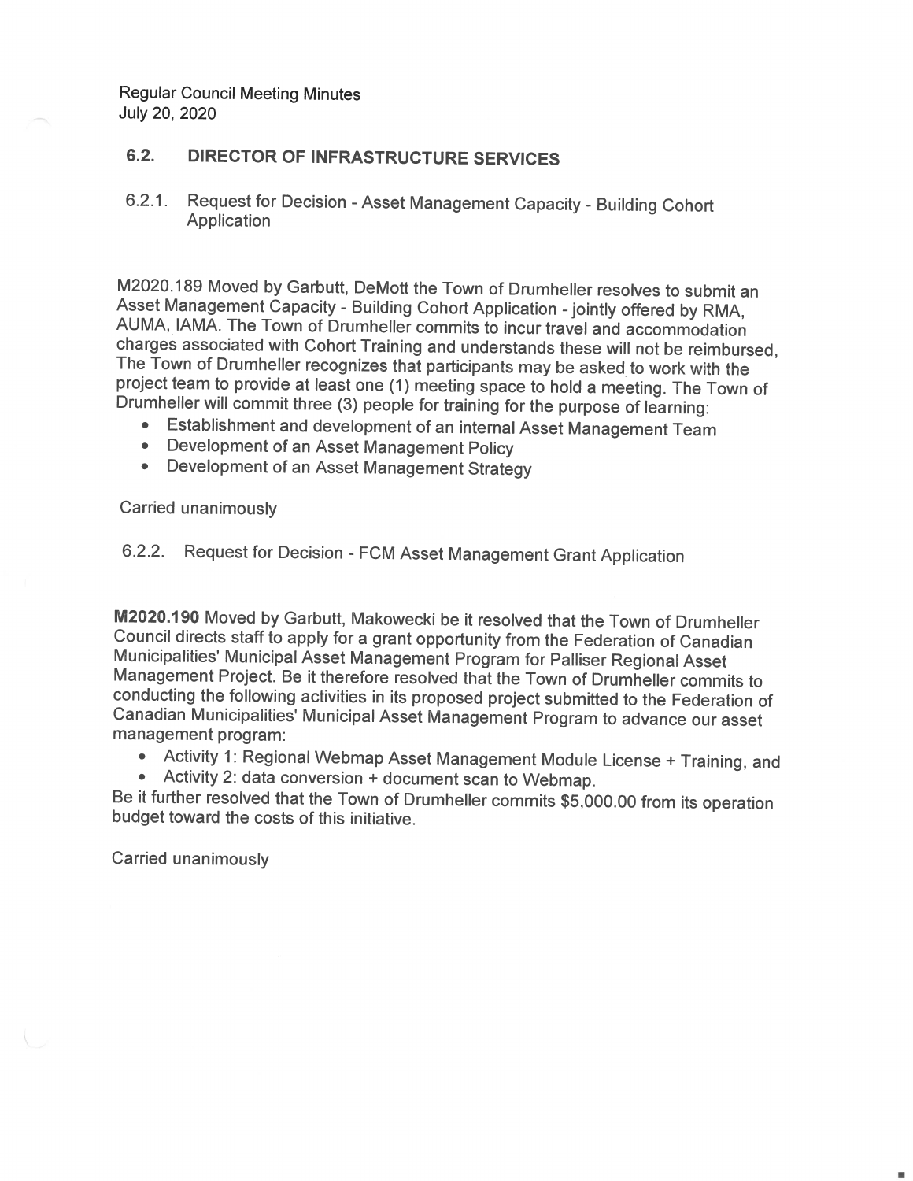## 6.2. DIRECTOR OF INFRASTRUCTURE SERVICES

### 6.2.1. Request for Decision - Asset Management Capacity - Building Cohort Application

M2020.189 Moved by Garbutt, DeMott the Town of Drumheller resolves to submit an Asset Management Capacity - Building Cohort Application - jointly offered by RMA, AUMA, IAMA. The Town of Drumheller commits to incur travel and accommodation charges associated with Cohort Training and understands these will not be reimbursed, The Town of Drumheller recognizes that participants may be asked to work with the project team to provide at least one (1) meeting space to hold a meeting. The Town of Drumheller will commit three (3) people for training for the purpose of learning:

- Establishment and development of an internal Asset Management Team
- Development of an Asset Management Policy
- Development of an Asset Management Strategy

Carried unanimously

### 6.2.2. Request for Decision - FCM Asset Management Grant Application

**M2020.190** Moved by Garbutt, Makowecki be it resolved that the Town of Drumheller Council directs staff to apply for a grant opportunity from the Federation of Canadian Municipalities' Municipal Asset Management Program for Palliser Regional Asset Management Project. Be it therefore resolved that the Town of Drumheller commits to conducting the following activities in its proposed project submitted to the Federation of Canadian Municipalities' Municipal Asset Management Program to advance our asset management program:

- Activity 1: Regional Webmap Asset Management Module License + Training, and
- Activity 2: data conversion + document scan to Webmap.

Be it further resolved that the Town of Drumheller commits $5,000.00 from its operation budget toward the costs of this initiative.

Carried unanimously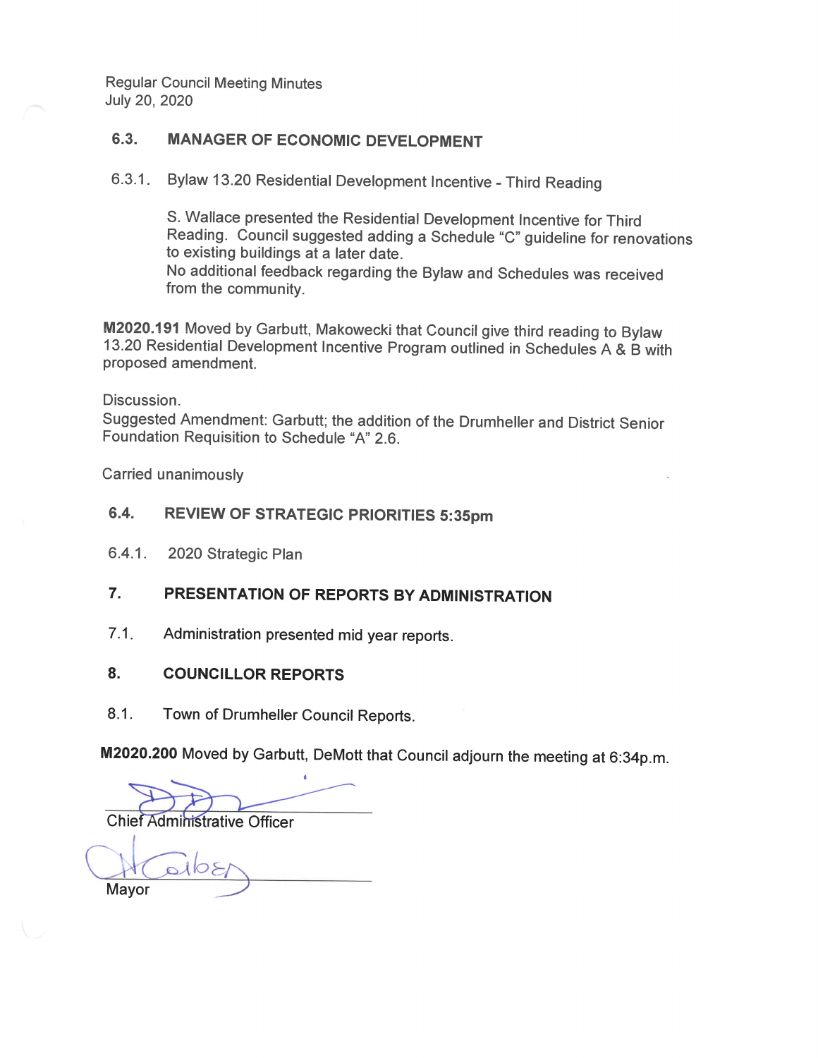Regular Council Meeting Minutes
July 20, 2020

## 6.3. MANAGER OF ECONOMIC DEVELOPMENT

6.3.1. Bylaw 13.20 Residential Development Incentive - Third Reading

S. Wallace presented the Residential Development Incentive for Third Reading. Council suggested adding a Schedule "C" guideline for renovations to existing buildings at a later date.
No additional feedback regarding the Bylaw and Schedules was received from the community.

**M2020.191** Moved by Garbutt, Makowecki that Council give third reading to Bylaw 13.20 Residential Development Incentive Program outlined in Schedules A & B with proposed amendment.

Discussion.
Suggested Amendment: Garbutt; the addition of the Drumheller and District Senior Foundation Requisition to Schedule "A" 2.6.

Carried unanimously

## 6.4. REVIEW OF STRATEGIC PRIORITIES 5:35pm

6.4.1. 2020 Strategic Plan

## 7. PRESENTATION OF REPORTS BY ADMINISTRATION

7.1. Administration presented mid year reports.

## 8. COUNCILLOR REPORTS

8.1. Town of Drumheller Council Reports.

**M2020.200** Moved by Garbutt, DeMott that Council adjourn the meeting at 6:34p.m.

Chief Administrative Officer

Mayor